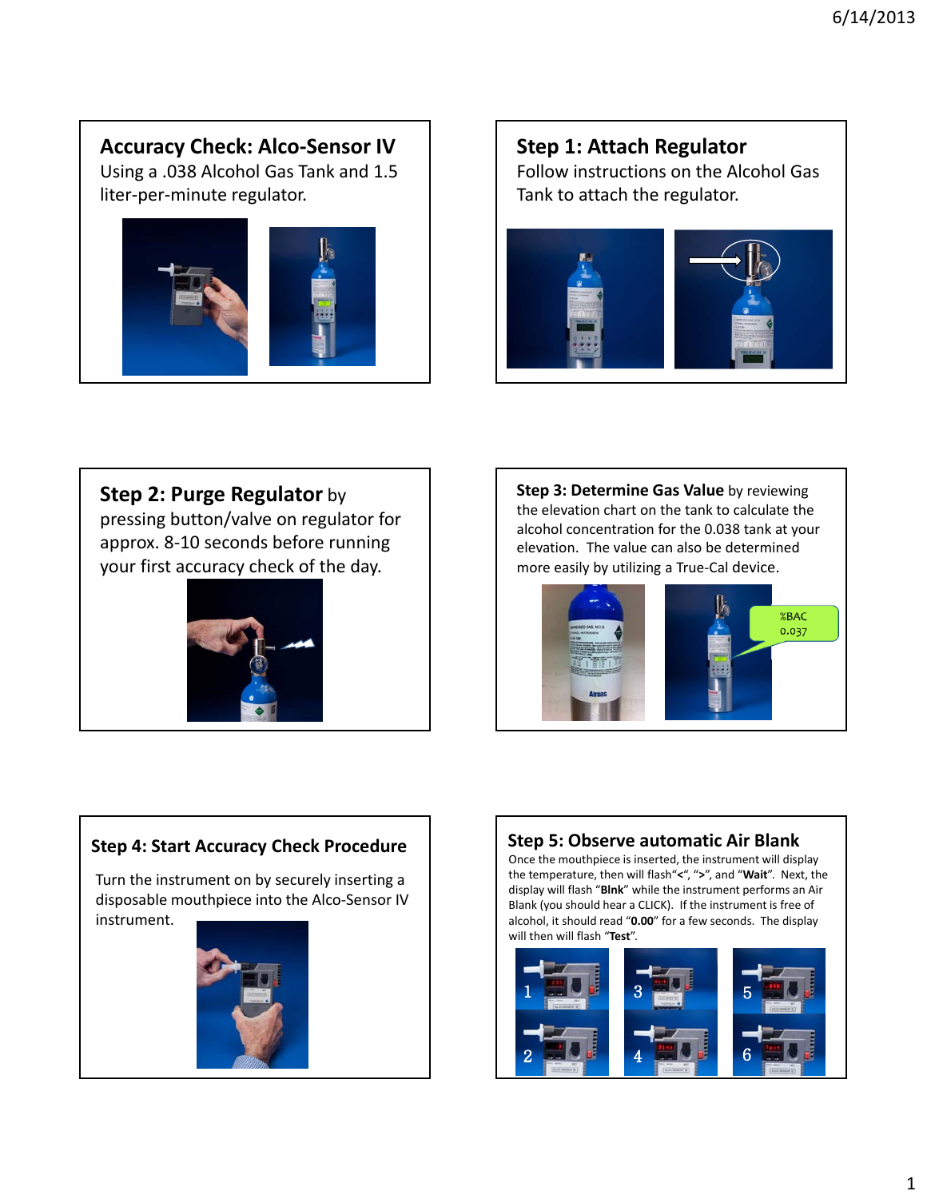## Accuracy Check: Alco-Sensor IV

Using a .038 Alcohol Gas Tank and 1.5 liter-per-minute regulator.

## Step 1: Attach Regulator

Follow instructions on the Alcohol Gas Tank to attach the regulator.

## Step 2: Purge Regulator by

pressing button/valve on regulator for approx. 8-10 seconds before running your first accuracy check of the day.

## Step 3: Determine Gas Value

**Step 3: Determine Gas Value** by reviewing the elevation chart on the tank to calculate the alcohol concentration for the 0.038 tank at your elevation. The value can also be determined more easily by utilizing a True-Cal device.

%BAC 0.037

## Step 4: Start Accuracy Check Procedure

Turn the instrument on by securely inserting a disposable mouthpiece into the Alco-Sensor IV instrument.

## Step 5: Observe automatic Air Blank

Once the mouthpiece is inserted, the instrument will display the temperature, then will flash "<", ">", and "**Wait**". Next, the display will flash "**Blnk**" while the instrument performs an Air Blank (you should hear a CLICK). If the instrument is free of alcohol, it should read "**0.00**" for a few seconds. The display will then will flash "**Test**".

1 2 3 4 5 6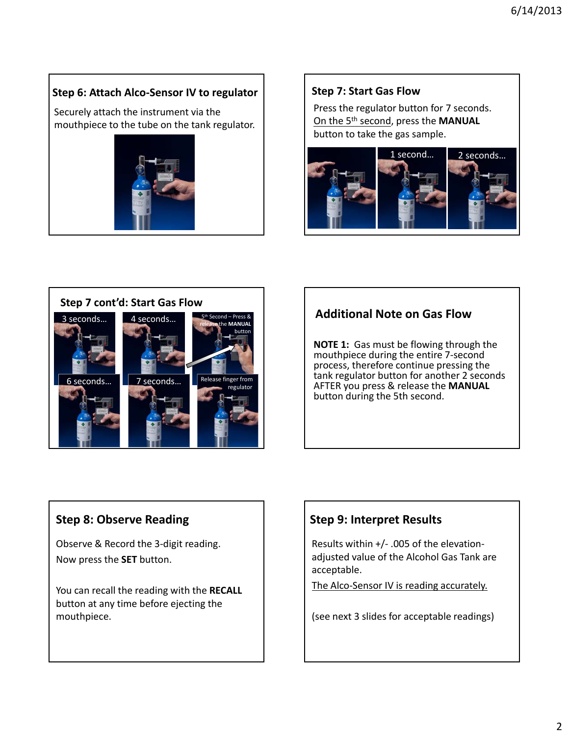## Step 6: Attach Alco-Sensor IV to regulator

Securely attach the instrument via the mouthpiece to the tube on the tank regulator.

## Step 7: Start Gas Flow

Press the regulator button for 7 seconds. <u>On the 5th second</u>, press the **MANUAL** button to take the gas sample.

1 second…

2 seconds…

## Step 7 cont'd: Start Gas Flow

3 seconds…

4 seconds…

5th Second – Press & release the **MANUAL** button

6 seconds…

7 seconds…

Release finger from regulator

## Additional Note on Gas Flow

**NOTE 1:** Gas must be flowing through the mouthpiece during the entire 7-second process, therefore continue pressing the tank regulator button for another 2 seconds AFTER you press & release the **MANUAL** button during the 5th second.

## Step 8: Observe Reading

Observe & Record the 3-digit reading.

Now press the **SET** button.

You can recall the reading with the **RECALL** button at any time before ejecting the mouthpiece.

## Step 9: Interpret Results

Results within +/- .005 of the elevation-adjusted value of the Alcohol Gas Tank are acceptable.

<u>The Alco-Sensor IV is reading accurately.</u>

(see next 3 slides for acceptable readings)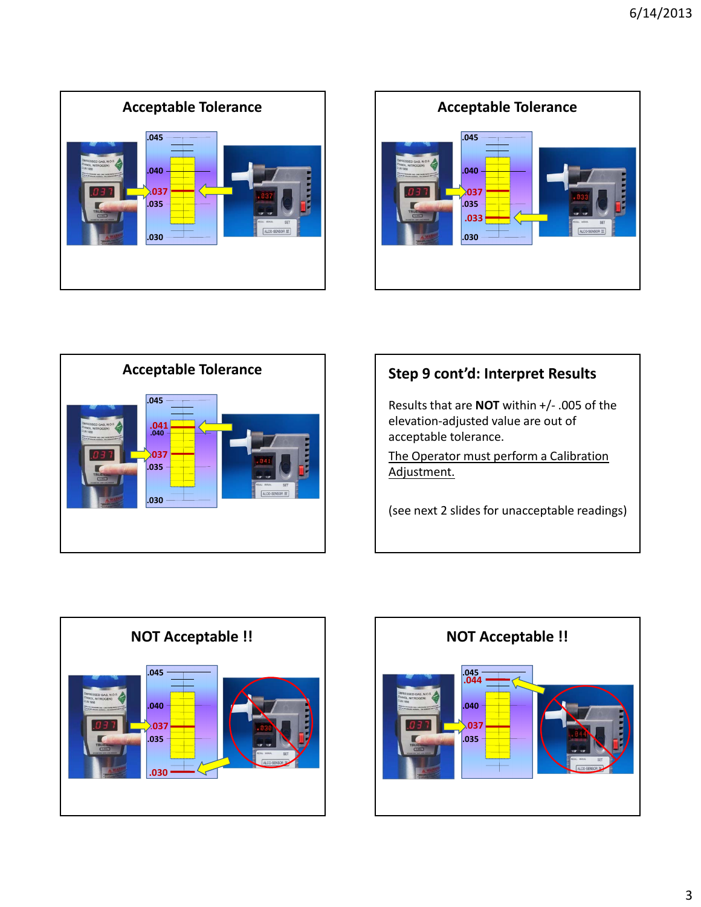## Acceptable Tolerance

.045

.040

.037

.035

.030

## Acceptable Tolerance

.045

.040

.037

.035

.033

.030

## Acceptable Tolerance

.045

.041

.040

.037

.035

.030

## Step 9 cont'd: Interpret Results

Results that are **NOT** within +/- .005 of the elevation-adjusted value are out of acceptable tolerance.

The Operator must perform a Calibration Adjustment.

(see next 2 slides for unacceptable readings)

## NOT Acceptable !!

.045

.040

.037

.035

.030

## NOT Acceptable !!

.045

.044

.040

.037

.035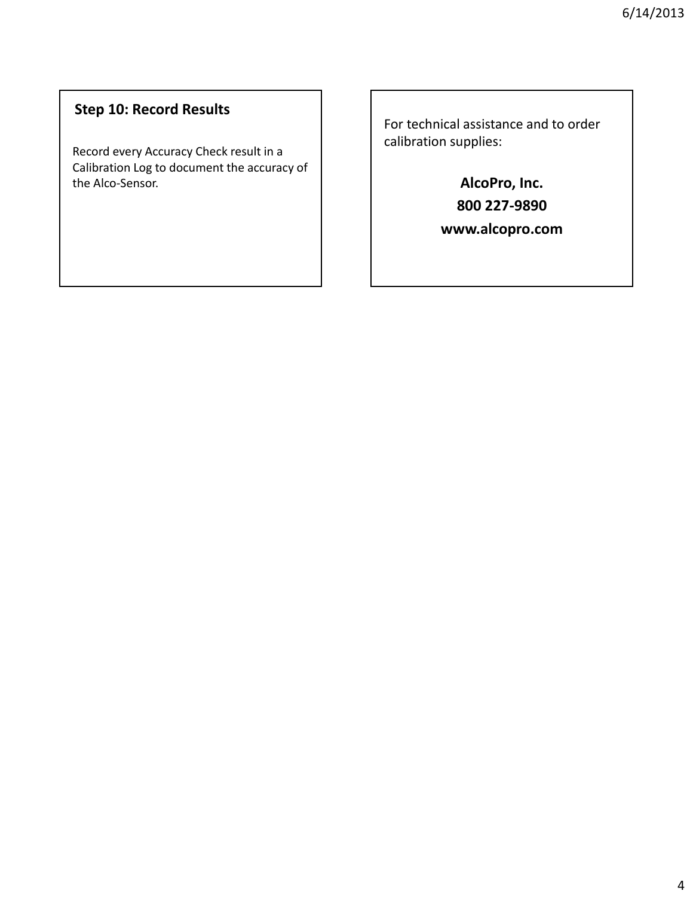## Step 10: Record Results

Record every Accuracy Check result in a Calibration Log to document the accuracy of the Alco-Sensor.

For technical assistance and to order calibration supplies:

**AlcoPro, Inc.**

**800 227-9890**

**www.alcopro.com**